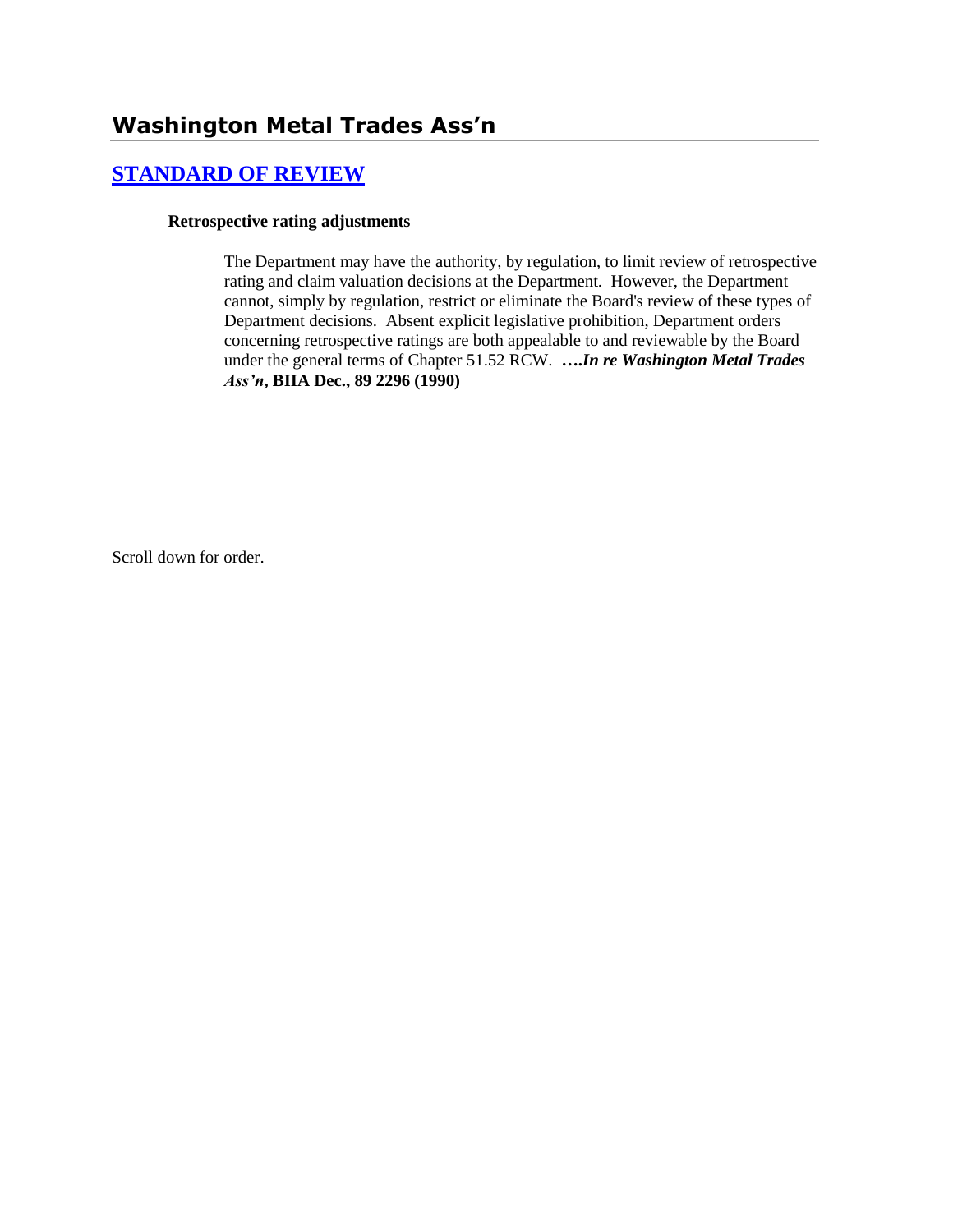# Washington Metal Trades Ass'n

## [STANDARD OF REVIEW]

### Retrospective rating adjustments

The Department may have the authority, by regulation, to limit review of retrospective rating and claim valuation decisions at the Department. However, the Department cannot, simply by regulation, restrict or eliminate the Board's review of these types of Department decisions. Absent explicit legislative prohibition, Department orders concerning retrospective ratings are both appealable to and reviewable by the Board under the general terms of Chapter 51.52 RCW. **….*In re Washington Metal Trades Ass'n*, BIIA Dec., 89 2296 (1990)**

Scroll down for order.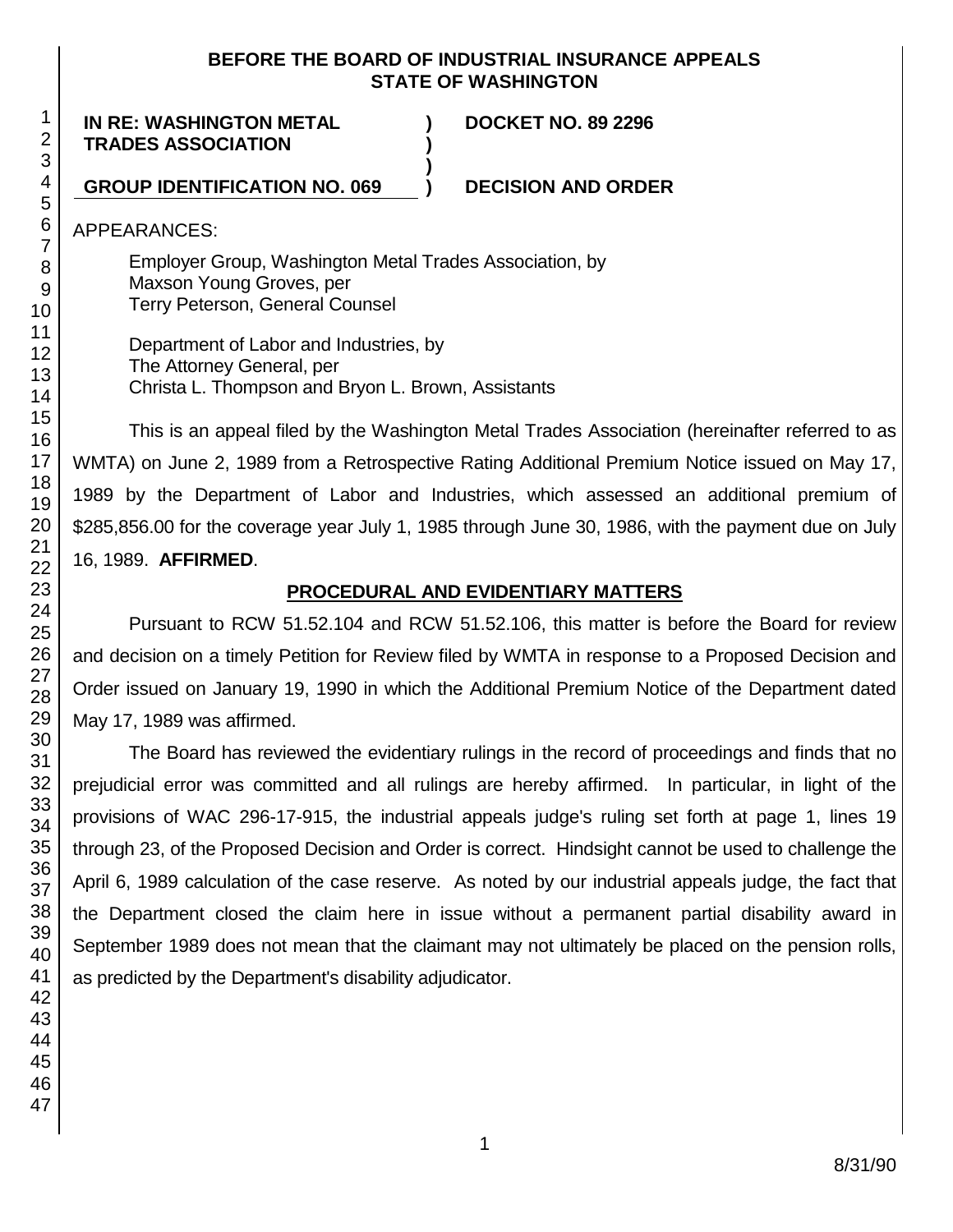**BEFORE THE BOARD OF INDUSTRIAL INSURANCE APPEALS**
**STATE OF WASHINGTON**

| | | |
|---|---|---|
| **IN RE: WASHINGTON METAL TRADES ASSOCIATION** | **)** | **DOCKET NO. 89 2296** |
| **GROUP IDENTIFICATION NO. 069** | **)** | **DECISION AND ORDER** |

APPEARANCES:

Employer Group, Washington Metal Trades Association, by
Maxson Young Groves, per
Terry Peterson, General Counsel

Department of Labor and Industries, by
The Attorney General, per
Christa L. Thompson and Bryon L. Brown, Assistants

This is an appeal filed by the Washington Metal Trades Association (hereinafter referred to as WMTA) on June 2, 1989 from a Retrospective Rating Additional Premium Notice issued on May 17, 1989 by the Department of Labor and Industries, which assessed an additional premium of $285,856.00 for the coverage year July 1, 1985 through June 30, 1986, with the payment due on July 16, 1989. **AFFIRMED**.

## PROCEDURAL AND EVIDENTIARY MATTERS

Pursuant to RCW 51.52.104 and RCW 51.52.106, this matter is before the Board for review and decision on a timely Petition for Review filed by WMTA in response to a Proposed Decision and Order issued on January 19, 1990 in which the Additional Premium Notice of the Department dated May 17, 1989 was affirmed.

The Board has reviewed the evidentiary rulings in the record of proceedings and finds that no prejudicial error was committed and all rulings are hereby affirmed. In particular, in light of the provisions of WAC 296-17-915, the industrial appeals judge's ruling set forth at page 1, lines 19 through 23, of the Proposed Decision and Order is correct. Hindsight cannot be used to challenge the April 6, 1989 calculation of the case reserve. As noted by our industrial appeals judge, the fact that the Department closed the claim here in issue without a permanent partial disability award in September 1989 does not mean that the claimant may not ultimately be placed on the pension rolls, as predicted by the Department's disability adjudicator.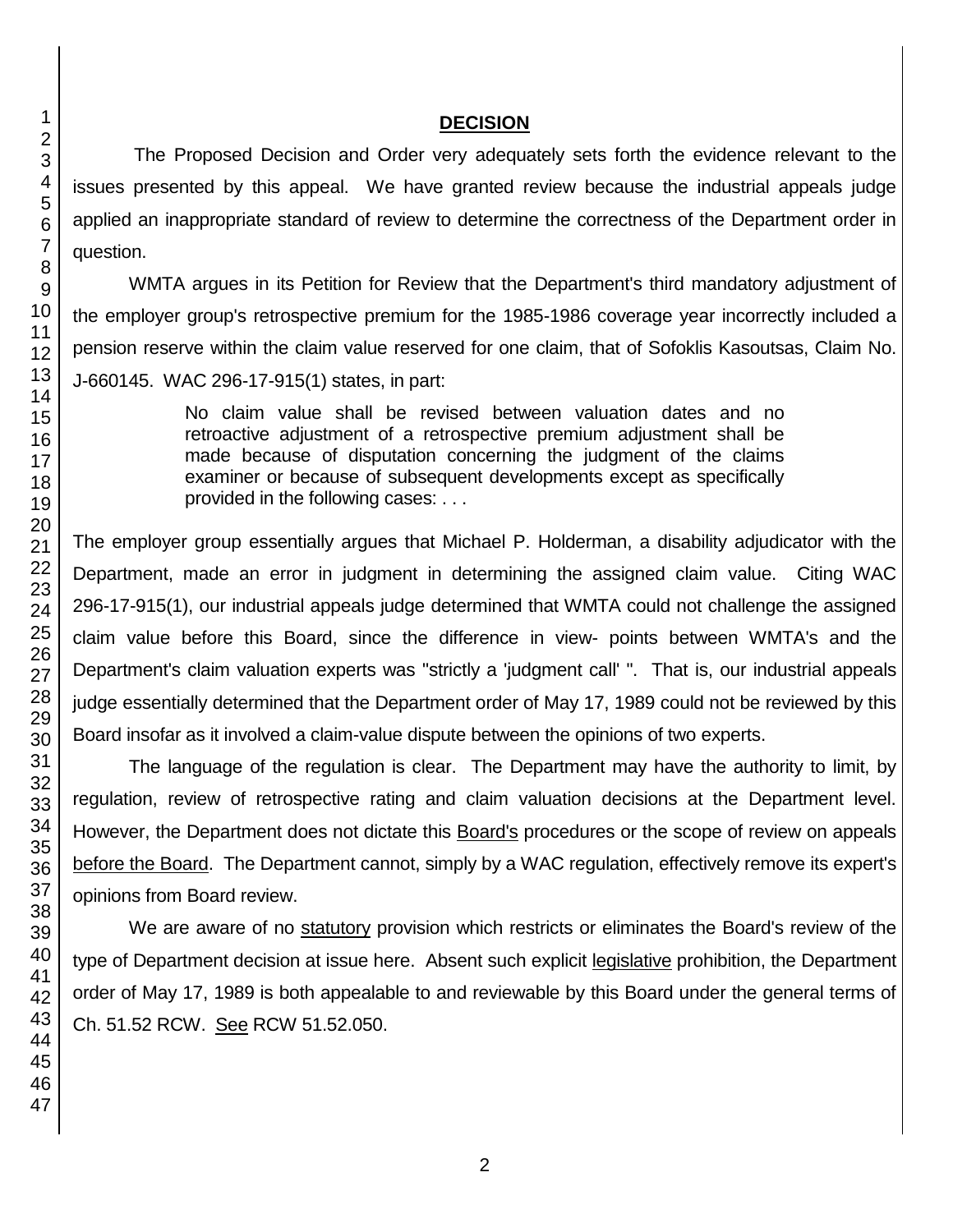## DECISION

The Proposed Decision and Order very adequately sets forth the evidence relevant to the issues presented by this appeal. We have granted review because the industrial appeals judge applied an inappropriate standard of review to determine the correctness of the Department order in question.

WMTA argues in its Petition for Review that the Department's third mandatory adjustment of the employer group's retrospective premium for the 1985-1986 coverage year incorrectly included a pension reserve within the claim value reserved for one claim, that of Sofoklis Kasoutsas, Claim No. J-660145. WAC 296-17-915(1) states, in part:

> No claim value shall be revised between valuation dates and no retroactive adjustment of a retrospective premium adjustment shall be made because of disputation concerning the judgment of the claims examiner or because of subsequent developments except as specifically provided in the following cases: . . .

The employer group essentially argues that Michael P. Holderman, a disability adjudicator with the Department, made an error in judgment in determining the assigned claim value. Citing WAC 296-17-915(1), our industrial appeals judge determined that WMTA could not challenge the assigned claim value before this Board, since the difference in view- points between WMTA's and the Department's claim valuation experts was "strictly a 'judgment call' ". That is, our industrial appeals judge essentially determined that the Department order of May 17, 1989 could not be reviewed by this Board insofar as it involved a claim-value dispute between the opinions of two experts.

The language of the regulation is clear. The Department may have the authority to limit, by regulation, review of retrospective rating and claim valuation decisions at the Department level. However, the Department does not dictate this <u>Board's</u> procedures or the scope of review on appeals <u>before the Board</u>. The Department cannot, simply by a WAC regulation, effectively remove its expert's opinions from Board review.

We are aware of no <u>statutory</u> provision which restricts or eliminates the Board's review of the type of Department decision at issue here. Absent such explicit <u>legislative</u> prohibition, the Department order of May 17, 1989 is both appealable to and reviewable by this Board under the general terms of Ch. 51.52 RCW. <u>See</u> RCW 51.52.050.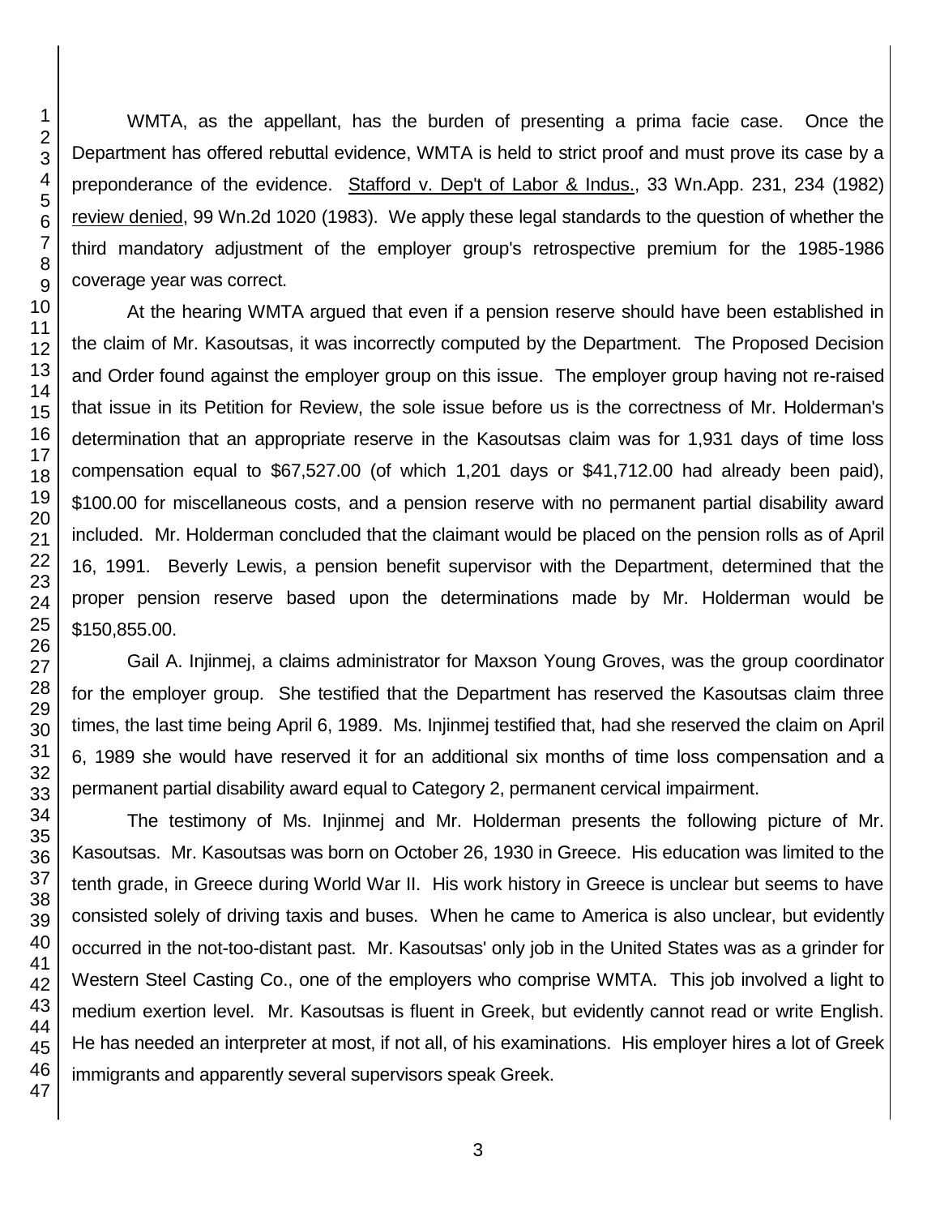WMTA, as the appellant, has the burden of presenting a prima facie case. Once the Department has offered rebuttal evidence, WMTA is held to strict proof and must prove its case by a preponderance of the evidence. Stafford v. Dep't of Labor & Indus., 33 Wn.App. 231, 234 (1982) review denied, 99 Wn.2d 1020 (1983). We apply these legal standards to the question of whether the third mandatory adjustment of the employer group's retrospective premium for the 1985-1986 coverage year was correct.

At the hearing WMTA argued that even if a pension reserve should have been established in the claim of Mr. Kasoutsas, it was incorrectly computed by the Department. The Proposed Decision and Order found against the employer group on this issue. The employer group having not re-raised that issue in its Petition for Review, the sole issue before us is the correctness of Mr. Holderman's determination that an appropriate reserve in the Kasoutsas claim was for 1,931 days of time loss compensation equal to $67,527.00 (of which 1,201 days or $41,712.00 had already been paid), $100.00 for miscellaneous costs, and a pension reserve with no permanent partial disability award included. Mr. Holderman concluded that the claimant would be placed on the pension rolls as of April 16, 1991. Beverly Lewis, a pension benefit supervisor with the Department, determined that the proper pension reserve based upon the determinations made by Mr. Holderman would be $150,855.00.

Gail A. Injinmej, a claims administrator for Maxson Young Groves, was the group coordinator for the employer group. She testified that the Department has reserved the Kasoutsas claim three times, the last time being April 6, 1989. Ms. Injinmej testified that, had she reserved the claim on April 6, 1989 she would have reserved it for an additional six months of time loss compensation and a permanent partial disability award equal to Category 2, permanent cervical impairment.

The testimony of Ms. Injinmej and Mr. Holderman presents the following picture of Mr. Kasoutsas. Mr. Kasoutsas was born on October 26, 1930 in Greece. His education was limited to the tenth grade, in Greece during World War II. His work history in Greece is unclear but seems to have consisted solely of driving taxis and buses. When he came to America is also unclear, but evidently occurred in the not-too-distant past. Mr. Kasoutsas' only job in the United States was as a grinder for Western Steel Casting Co., one of the employers who comprise WMTA. This job involved a light to medium exertion level. Mr. Kasoutsas is fluent in Greek, but evidently cannot read or write English. He has needed an interpreter at most, if not all, of his examinations. His employer hires a lot of Greek immigrants and apparently several supervisors speak Greek.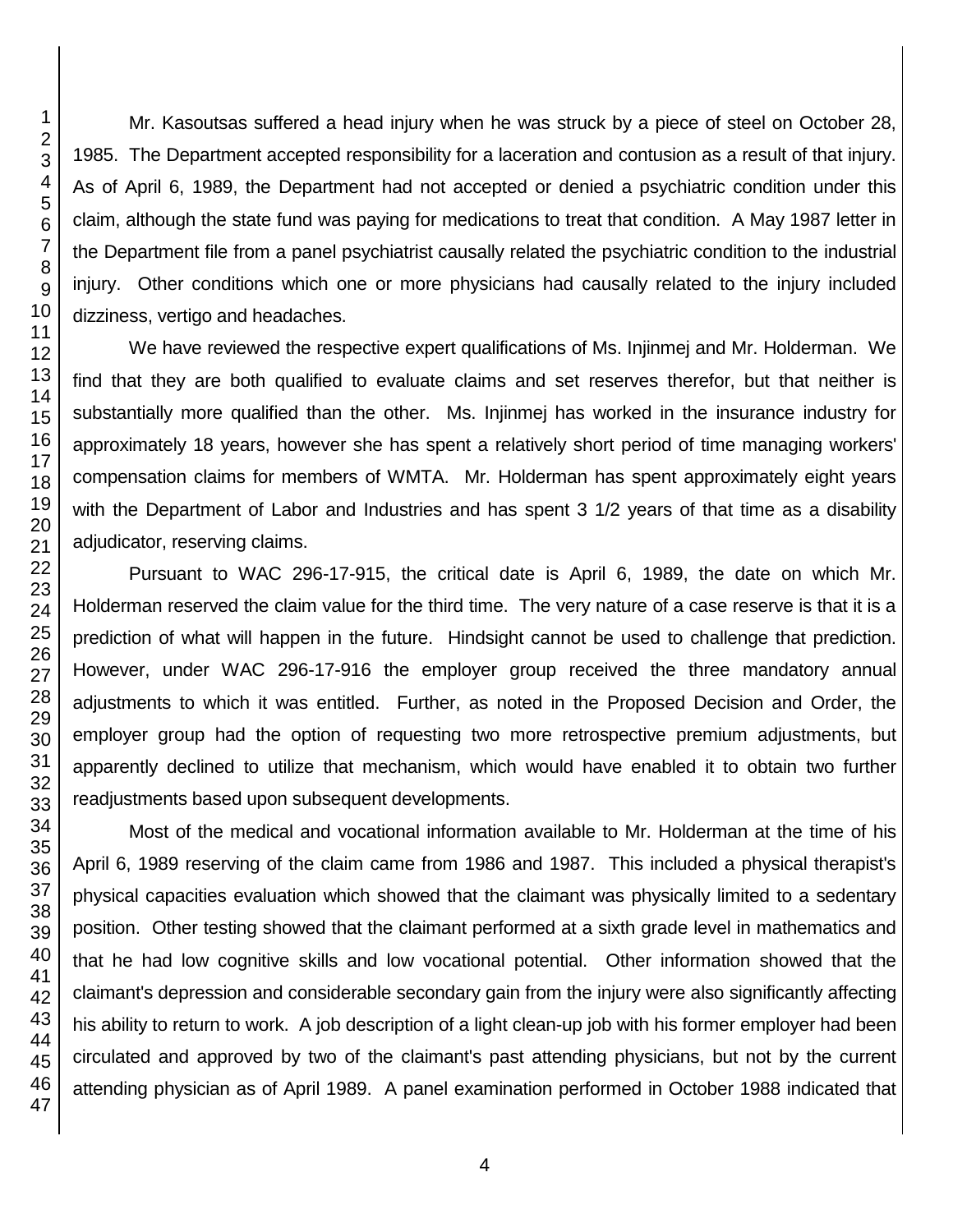Mr. Kasoutsas suffered a head injury when he was struck by a piece of steel on October 28, 1985. The Department accepted responsibility for a laceration and contusion as a result of that injury. As of April 6, 1989, the Department had not accepted or denied a psychiatric condition under this claim, although the state fund was paying for medications to treat that condition. A May 1987 letter in the Department file from a panel psychiatrist causally related the psychiatric condition to the industrial injury. Other conditions which one or more physicians had causally related to the injury included dizziness, vertigo and headaches.

We have reviewed the respective expert qualifications of Ms. Injinmej and Mr. Holderman. We find that they are both qualified to evaluate claims and set reserves therefor, but that neither is substantially more qualified than the other. Ms. Injinmej has worked in the insurance industry for approximately 18 years, however she has spent a relatively short period of time managing workers' compensation claims for members of WMTA. Mr. Holderman has spent approximately eight years with the Department of Labor and Industries and has spent 3 1/2 years of that time as a disability adjudicator, reserving claims.

Pursuant to WAC 296-17-915, the critical date is April 6, 1989, the date on which Mr. Holderman reserved the claim value for the third time. The very nature of a case reserve is that it is a prediction of what will happen in the future. Hindsight cannot be used to challenge that prediction. However, under WAC 296-17-916 the employer group received the three mandatory annual adjustments to which it was entitled. Further, as noted in the Proposed Decision and Order, the employer group had the option of requesting two more retrospective premium adjustments, but apparently declined to utilize that mechanism, which would have enabled it to obtain two further readjustments based upon subsequent developments.

Most of the medical and vocational information available to Mr. Holderman at the time of his April 6, 1989 reserving of the claim came from 1986 and 1987. This included a physical therapist's physical capacities evaluation which showed that the claimant was physically limited to a sedentary position. Other testing showed that the claimant performed at a sixth grade level in mathematics and that he had low cognitive skills and low vocational potential. Other information showed that the claimant's depression and considerable secondary gain from the injury were also significantly affecting his ability to return to work. A job description of a light clean-up job with his former employer had been circulated and approved by two of the claimant's past attending physicians, but not by the current attending physician as of April 1989. A panel examination performed in October 1988 indicated that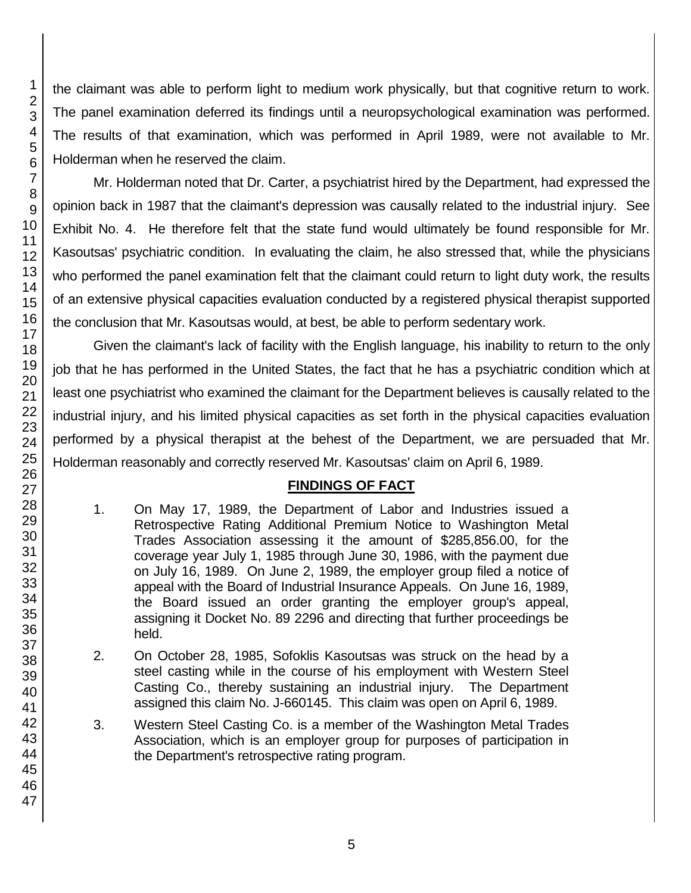the claimant was able to perform light to medium work physically, but that cognitive return to work. The panel examination deferred its findings until a neuropsychological examination was performed. The results of that examination, which was performed in April 1989, were not available to Mr. Holderman when he reserved the claim.

Mr. Holderman noted that Dr. Carter, a psychiatrist hired by the Department, had expressed the opinion back in 1987 that the claimant's depression was causally related to the industrial injury. See Exhibit No. 4. He therefore felt that the state fund would ultimately be found responsible for Mr. Kasoutsas' psychiatric condition. In evaluating the claim, he also stressed that, while the physicians who performed the panel examination felt that the claimant could return to light duty work, the results of an extensive physical capacities evaluation conducted by a registered physical therapist supported the conclusion that Mr. Kasoutsas would, at best, be able to perform sedentary work.

Given the claimant's lack of facility with the English language, his inability to return to the only job that he has performed in the United States, the fact that he has a psychiatric condition which at least one psychiatrist who examined the claimant for the Department believes is causally related to the industrial injury, and his limited physical capacities as set forth in the physical capacities evaluation performed by a physical therapist at the behest of the Department, we are persuaded that Mr. Holderman reasonably and correctly reserved Mr. Kasoutsas' claim on April 6, 1989.

## FINDINGS OF FACT

1. On May 17, 1989, the Department of Labor and Industries issued a Retrospective Rating Additional Premium Notice to Washington Metal Trades Association assessing it the amount of $285,856.00, for the coverage year July 1, 1985 through June 30, 1986, with the payment due on July 16, 1989. On June 2, 1989, the employer group filed a notice of appeal with the Board of Industrial Insurance Appeals. On June 16, 1989, the Board issued an order granting the employer group's appeal, assigning it Docket No. 89 2296 and directing that further proceedings be held.

2. On October 28, 1985, Sofoklis Kasoutsas was struck on the head by a steel casting while in the course of his employment with Western Steel Casting Co., thereby sustaining an industrial injury. The Department assigned this claim No. J-660145. This claim was open on April 6, 1989.

3. Western Steel Casting Co. is a member of the Washington Metal Trades Association, which is an employer group for purposes of participation in the Department's retrospective rating program.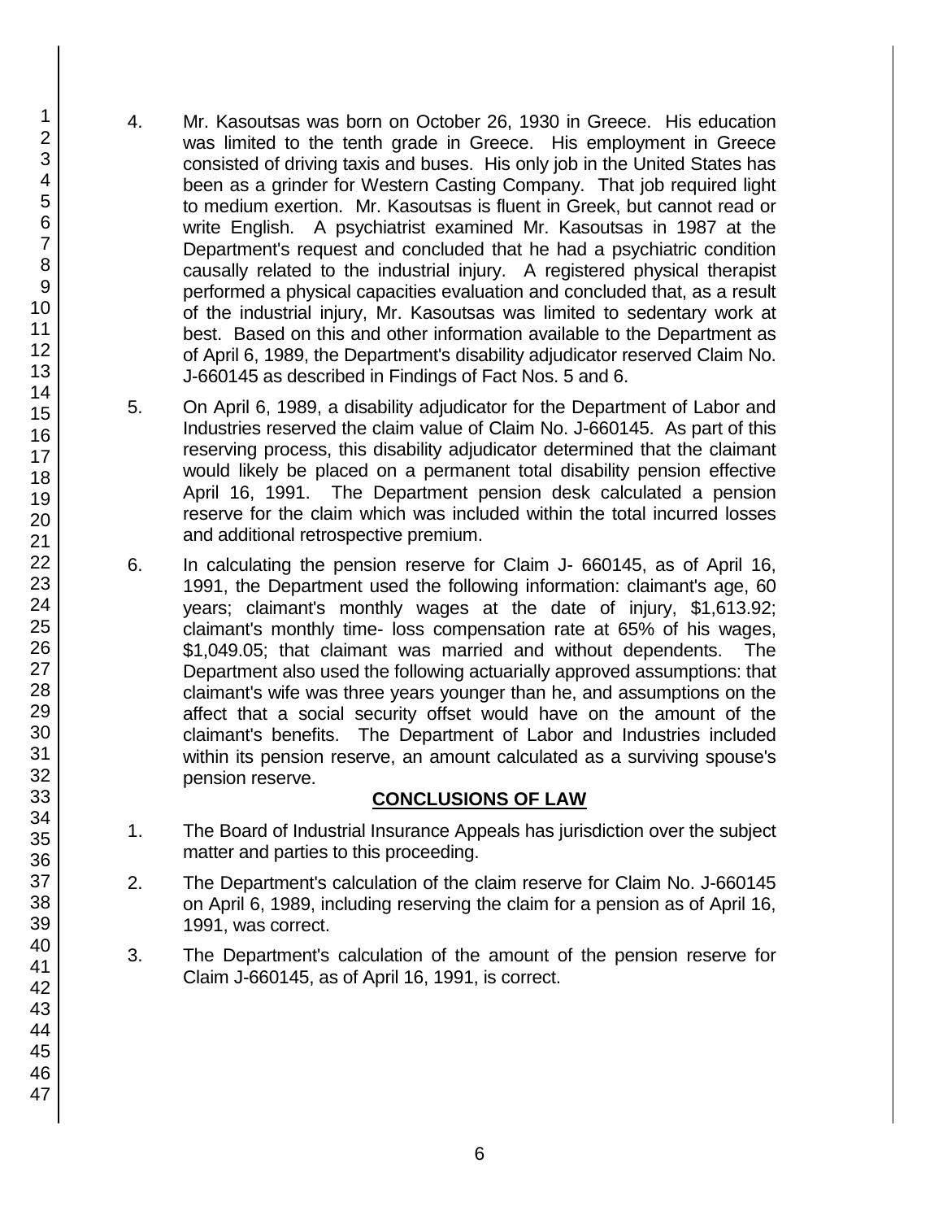4. Mr. Kasoutsas was born on October 26, 1930 in Greece. His education was limited to the tenth grade in Greece. His employment in Greece consisted of driving taxis and buses. His only job in the United States has been as a grinder for Western Casting Company. That job required light to medium exertion. Mr. Kasoutsas is fluent in Greek, but cannot read or write English. A psychiatrist examined Mr. Kasoutsas in 1987 at the Department's request and concluded that he had a psychiatric condition causally related to the industrial injury. A registered physical therapist performed a physical capacities evaluation and concluded that, as a result of the industrial injury, Mr. Kasoutsas was limited to sedentary work at best. Based on this and other information available to the Department as of April 6, 1989, the Department's disability adjudicator reserved Claim No. J-660145 as described in Findings of Fact Nos. 5 and 6.

5. On April 6, 1989, a disability adjudicator for the Department of Labor and Industries reserved the claim value of Claim No. J-660145. As part of this reserving process, this disability adjudicator determined that the claimant would likely be placed on a permanent total disability pension effective April 16, 1991. The Department pension desk calculated a pension reserve for the claim which was included within the total incurred losses and additional retrospective premium.

6. In calculating the pension reserve for Claim J- 660145, as of April 16, 1991, the Department used the following information: claimant's age, 60 years; claimant's monthly wages at the date of injury, $1,613.92; claimant's monthly time- loss compensation rate at 65% of his wages, $1,049.05; that claimant was married and without dependents. The Department also used the following actuarially approved assumptions: that claimant's wife was three years younger than he, and assumptions on the affect that a social security offset would have on the amount of the claimant's benefits. The Department of Labor and Industries included within its pension reserve, an amount calculated as a surviving spouse's pension reserve.

## CONCLUSIONS OF LAW

1. The Board of Industrial Insurance Appeals has jurisdiction over the subject matter and parties to this proceeding.

2. The Department's calculation of the claim reserve for Claim No. J-660145 on April 6, 1989, including reserving the claim for a pension as of April 16, 1991, was correct.

3. The Department's calculation of the amount of the pension reserve for Claim J-660145, as of April 16, 1991, is correct.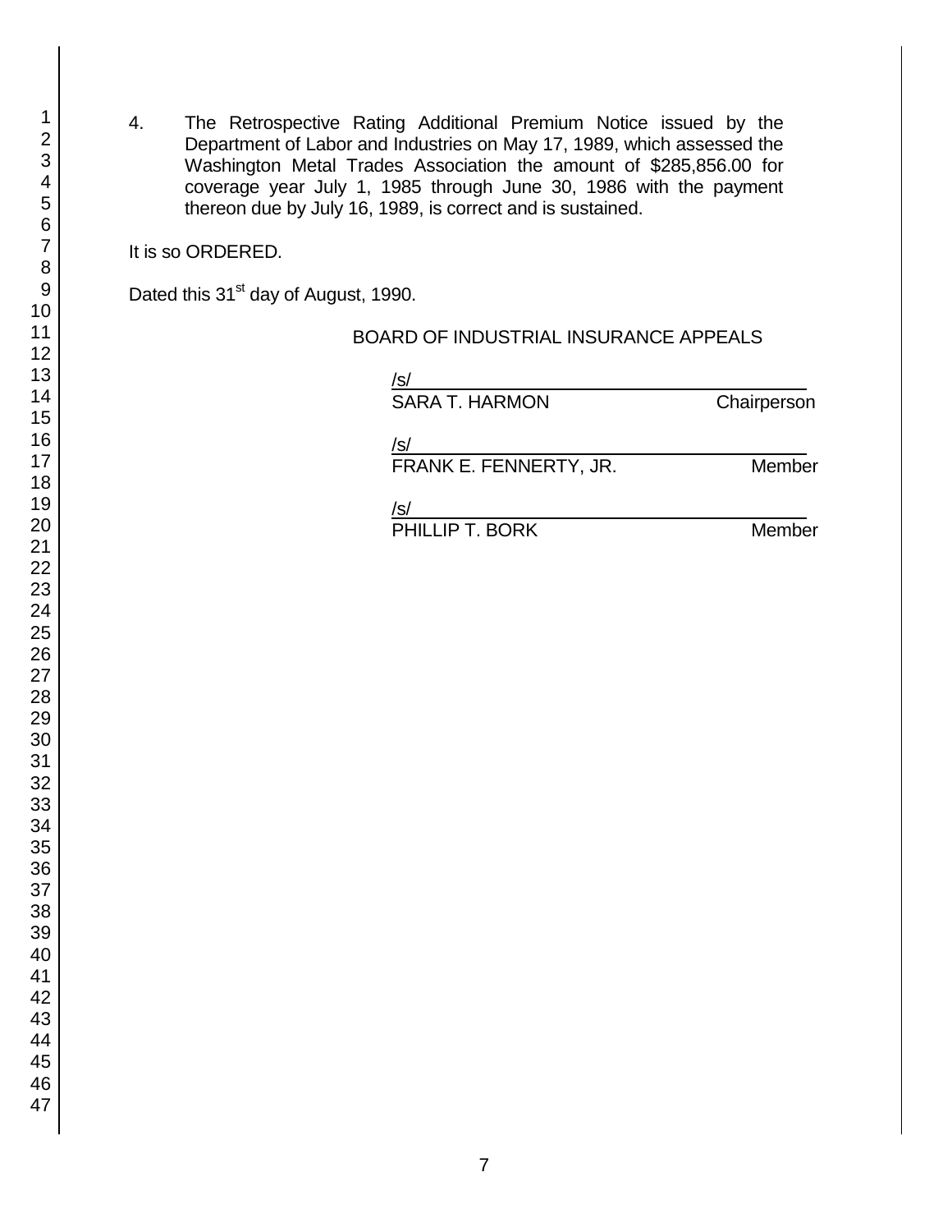4. The Retrospective Rating Additional Premium Notice issued by the Department of Labor and Industries on May 17, 1989, which assessed the Washington Metal Trades Association the amount of $285,856.00 for coverage year July 1, 1985 through June 30, 1986 with the payment thereon due by July 16, 1989, is correct and is sustained.

It is so ORDERED.

Dated this 31st day of August, 1990.

BOARD OF INDUSTRIAL INSURANCE APPEALS

/s/
SARA T. HARMON Chairperson

/s/
FRANK E. FENNERTY, JR. Member

/s/
PHILLIP T. BORK Member